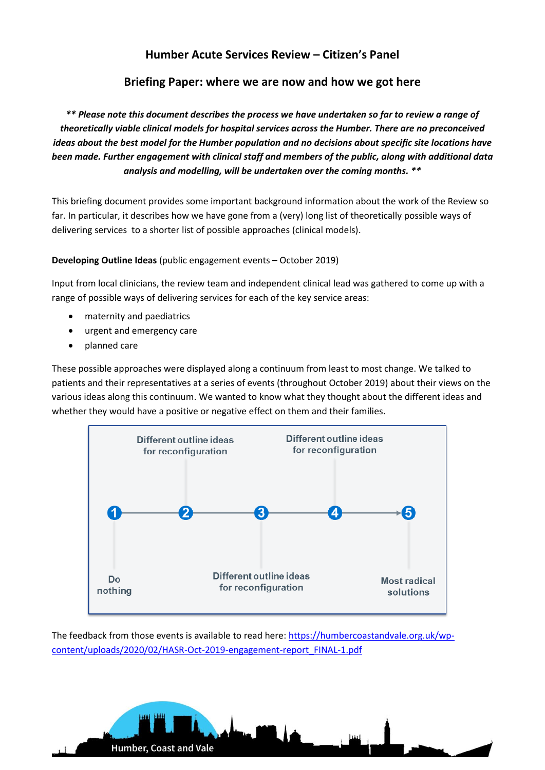# Humber Acute Services Review – Citizen's Panel

## Briefing Paper: where we are now and how we got here

***\*\* Please note this document describes the process we have undertaken so far to review a range of theoretically viable clinical models for hospital services across the Humber. There are no preconceived ideas about the best model for the Humber population and no decisions about specific site locations have been made. Further engagement with clinical staff and members of the public, along with additional data analysis and modelling, will be undertaken over the coming months. \*\****

This briefing document provides some important background information about the work of the Review so far. In particular, it describes how we have gone from a (very) long list of theoretically possible ways of delivering services to a shorter list of possible approaches (clinical models).

**Developing Outline Ideas** (public engagement events – October 2019)

Input from local clinicians, the review team and independent clinical lead was gathered to come up with a range of possible ways of delivering services for each of the key service areas:

- maternity and paediatrics
- urgent and emergency care
- planned care

These possible approaches were displayed along a continuum from least to most change. We talked to patients and their representatives at a series of events (throughout October 2019) about their views on the various ideas along this continuum. We wanted to know what they thought about the different ideas and whether they would have a positive or negative effect on them and their families.

1 – Do nothing
2 – Different outline ideas for reconfiguration
3 – Different outline ideas for reconfiguration
4 – Different outline ideas for reconfiguration
5 – Most radical solutions

The feedback from those events is available to read here: https://humbercoastandvale.org.uk/wp-content/uploads/2020/02/HASR-Oct-2019-engagement-report_FINAL-1.pdf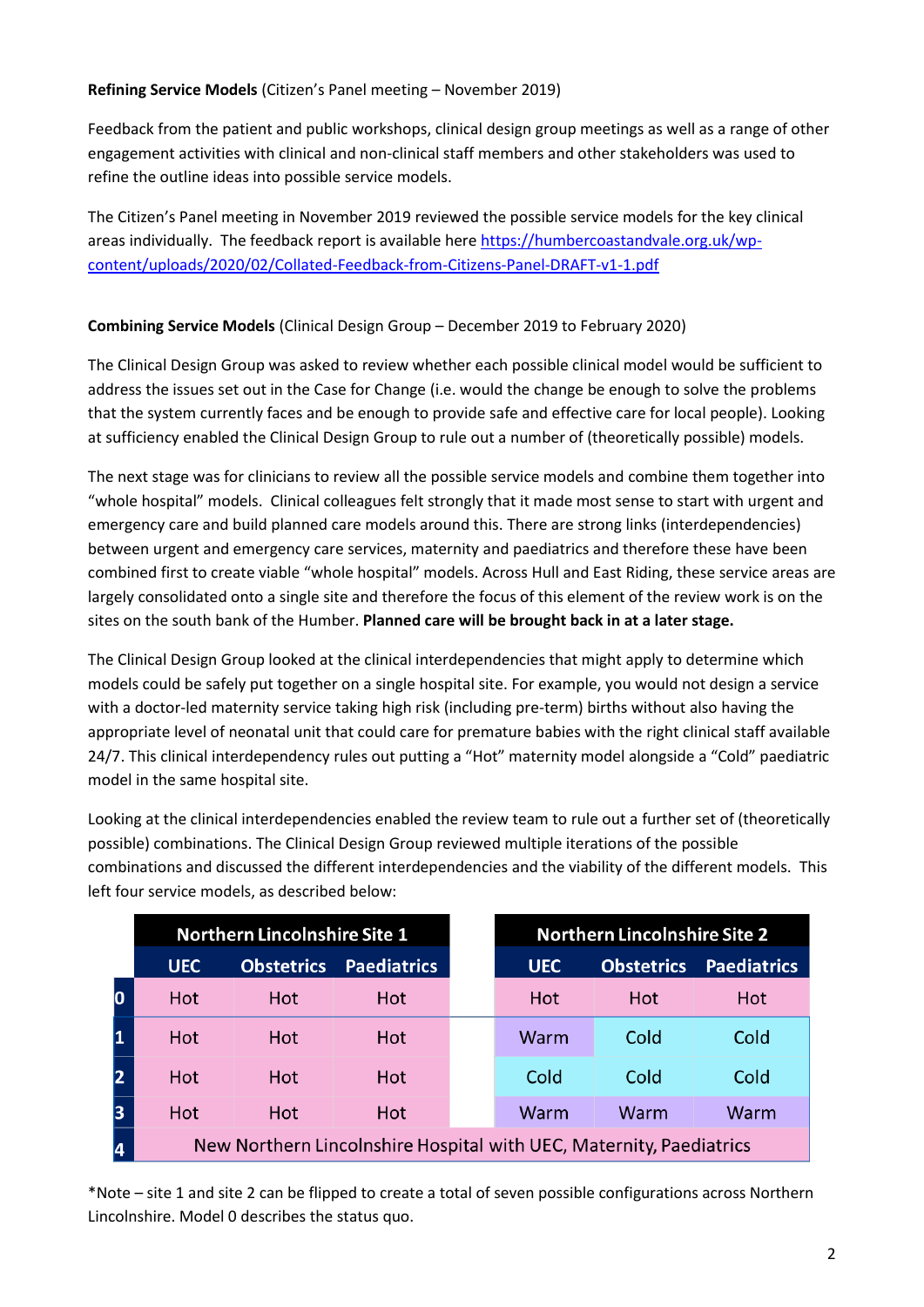**Refining Service Models** (Citizen's Panel meeting – November 2019)

Feedback from the patient and public workshops, clinical design group meetings as well as a range of other engagement activities with clinical and non-clinical staff members and other stakeholders was used to refine the outline ideas into possible service models.

The Citizen's Panel meeting in November 2019 reviewed the possible service models for the key clinical areas individually. The feedback report is available here https://humbercoastandvale.org.uk/wp-content/uploads/2020/02/Collated-Feedback-from-Citizens-Panel-DRAFT-v1-1.pdf

**Combining Service Models** (Clinical Design Group – December 2019 to February 2020)

The Clinical Design Group was asked to review whether each possible clinical model would be sufficient to address the issues set out in the Case for Change (i.e. would the change be enough to solve the problems that the system currently faces and be enough to provide safe and effective care for local people). Looking at sufficiency enabled the Clinical Design Group to rule out a number of (theoretically possible) models.

The next stage was for clinicians to review all the possible service models and combine them together into "whole hospital" models. Clinical colleagues felt strongly that it made most sense to start with urgent and emergency care and build planned care models around this. There are strong links (interdependencies) between urgent and emergency care services, maternity and paediatrics and therefore these have been combined first to create viable "whole hospital" models. Across Hull and East Riding, these service areas are largely consolidated onto a single site and therefore the focus of this element of the review work is on the sites on the south bank of the Humber. **Planned care will be brought back in at a later stage.**

The Clinical Design Group looked at the clinical interdependencies that might apply to determine which models could be safely put together on a single hospital site. For example, you would not design a service with a doctor-led maternity service taking high risk (including pre-term) births without also having the appropriate level of neonatal unit that could care for premature babies with the right clinical staff available 24/7. This clinical interdependency rules out putting a "Hot" maternity model alongside a "Cold" paediatric model in the same hospital site.

Looking at the clinical interdependencies enabled the review team to rule out a further set of (theoretically possible) combinations. The Clinical Design Group reviewed multiple iterations of the possible combinations and discussed the different interdependencies and the viability of the different models. This left four service models, as described below:

| | Northern Lincolnshire Site 1 | | | Northern Lincolnshire Site 2 | | |
|---|---|---|---|---|---|---|
| | UEC | Obstetrics | Paediatrics | UEC | Obstetrics | Paediatrics |
| 0 | Hot | Hot | Hot | Hot | Hot | Hot |
| 1 | Hot | Hot | Hot | Warm | Cold | Cold |
| 2 | Hot | Hot | Hot | Cold | Cold | Cold |
| 3 | Hot | Hot | Hot | Warm | Warm | Warm |
| 4 | New Northern Lincolnshire Hospital with UEC, Maternity, Paediatrics | | | | | |

*Note – site 1 and site 2 can be flipped to create a total of seven possible configurations across Northern Lincolnshire. Model 0 describes the status quo.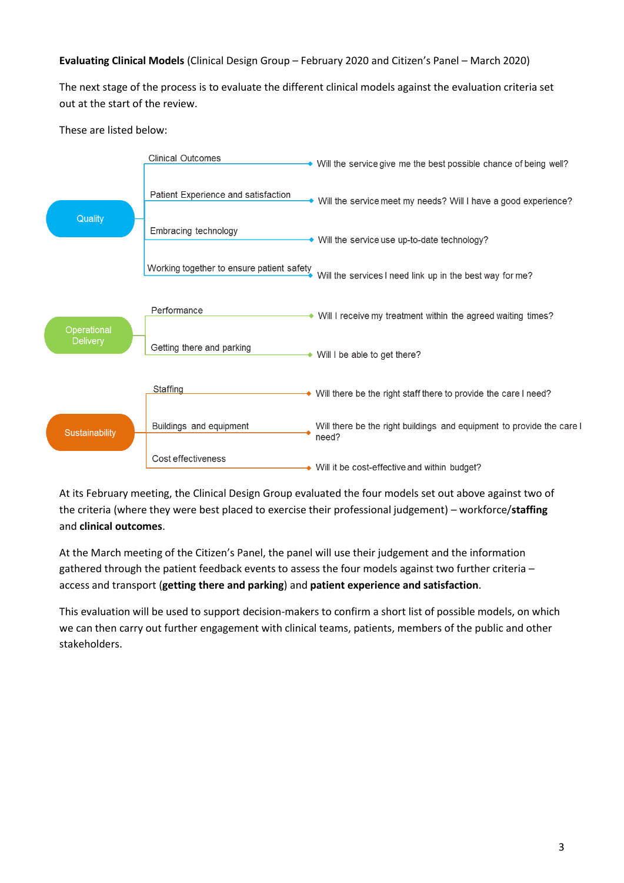**Evaluating Clinical Models** (Clinical Design Group – February 2020 and Citizen's Panel – March 2020)

The next stage of the process is to evaluate the different clinical models against the evaluation criteria set out at the start of the review.

These are listed below:

| Domain | Criteria | Question |
|---|---|---|
| Quality | Clinical Outcomes | Will the service give me the best possible chance of being well? |
| | Patient Experience and satisfaction | Will the service meet my needs? Will I have a good experience? |
| | Embracing technology | Will the service use up-to-date technology? |
| | Working together to ensure patient safety | Will the services I need link up in the best way for me? |
| Operational Delivery | Performance | Will I receive my treatment within the agreed waiting times? |
| | Getting there and parking | Will I be able to get there? |
| Sustainability | Staffing | Will there be the right staff there to provide the care I need? |
| | Buildings and equipment | Will there be the right buildings and equipment to provide the care I need? |
| | Cost effectiveness | Will it be cost-effective and within budget? |

At its February meeting, the Clinical Design Group evaluated the four models set out above against two of the criteria (where they were best placed to exercise their professional judgement) – workforce/**staffing** and **clinical outcomes**.

At the March meeting of the Citizen's Panel, the panel will use their judgement and the information gathered through the patient feedback events to assess the four models against two further criteria – access and transport (**getting there and parking**) and **patient experience and satisfaction**.

This evaluation will be used to support decision-makers to confirm a short list of possible models, on which we can then carry out further engagement with clinical teams, patients, members of the public and other stakeholders.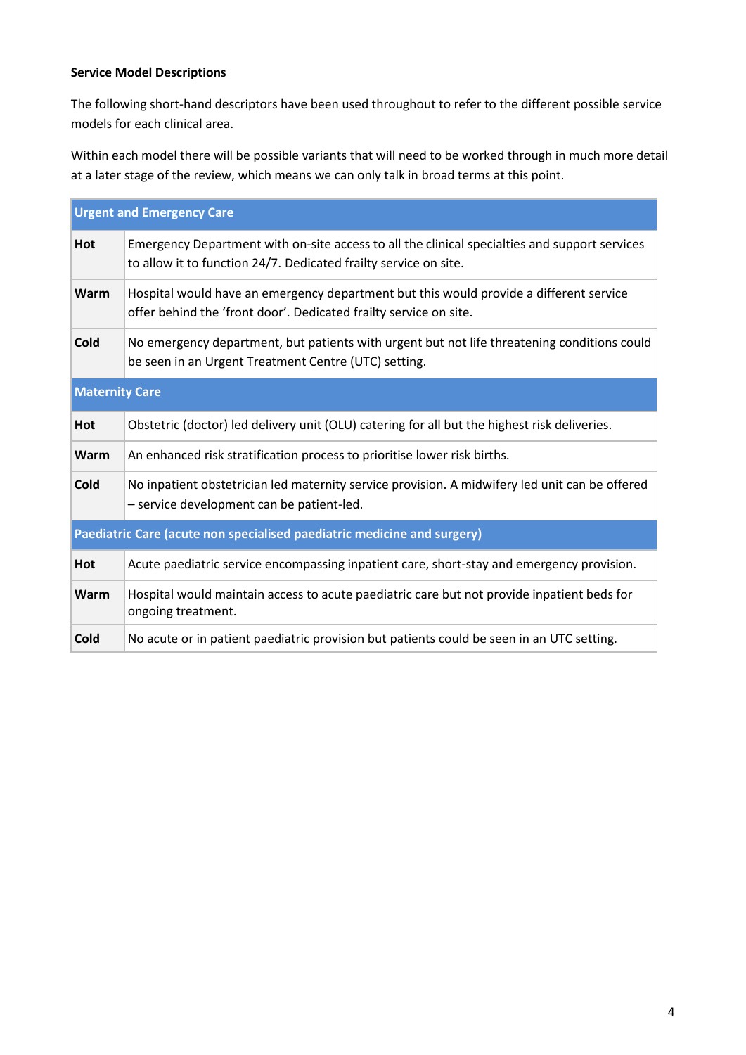**Service Model Descriptions**

The following short-hand descriptors have been used throughout to refer to the different possible service models for each clinical area.

Within each model there will be possible variants that will need to be worked through in much more detail at a later stage of the review, which means we can only talk in broad terms at this point.

| | |
|---|---|
| **Urgent and Emergency Care** | |
| **Hot** | Emergency Department with on-site access to all the clinical specialties and support services to allow it to function 24/7. Dedicated frailty service on site. |
| **Warm** | Hospital would have an emergency department but this would provide a different service offer behind the 'front door'. Dedicated frailty service on site. |
| **Cold** | No emergency department, but patients with urgent but not life threatening conditions could be seen in an Urgent Treatment Centre (UTC) setting. |
| **Maternity Care** | |
| **Hot** | Obstetric (doctor) led delivery unit (OLU) catering for all but the highest risk deliveries. |
| **Warm** | An enhanced risk stratification process to prioritise lower risk births. |
| **Cold** | No inpatient obstetrician led maternity service provision. A midwifery led unit can be offered – service development can be patient-led. |
| **Paediatric Care (acute non specialised paediatric medicine and surgery)** | |
| **Hot** | Acute paediatric service encompassing inpatient care, short-stay and emergency provision. |
| **Warm** | Hospital would maintain access to acute paediatric care but not provide inpatient beds for ongoing treatment. |
| **Cold** | No acute or in patient paediatric provision but patients could be seen in an UTC setting. |